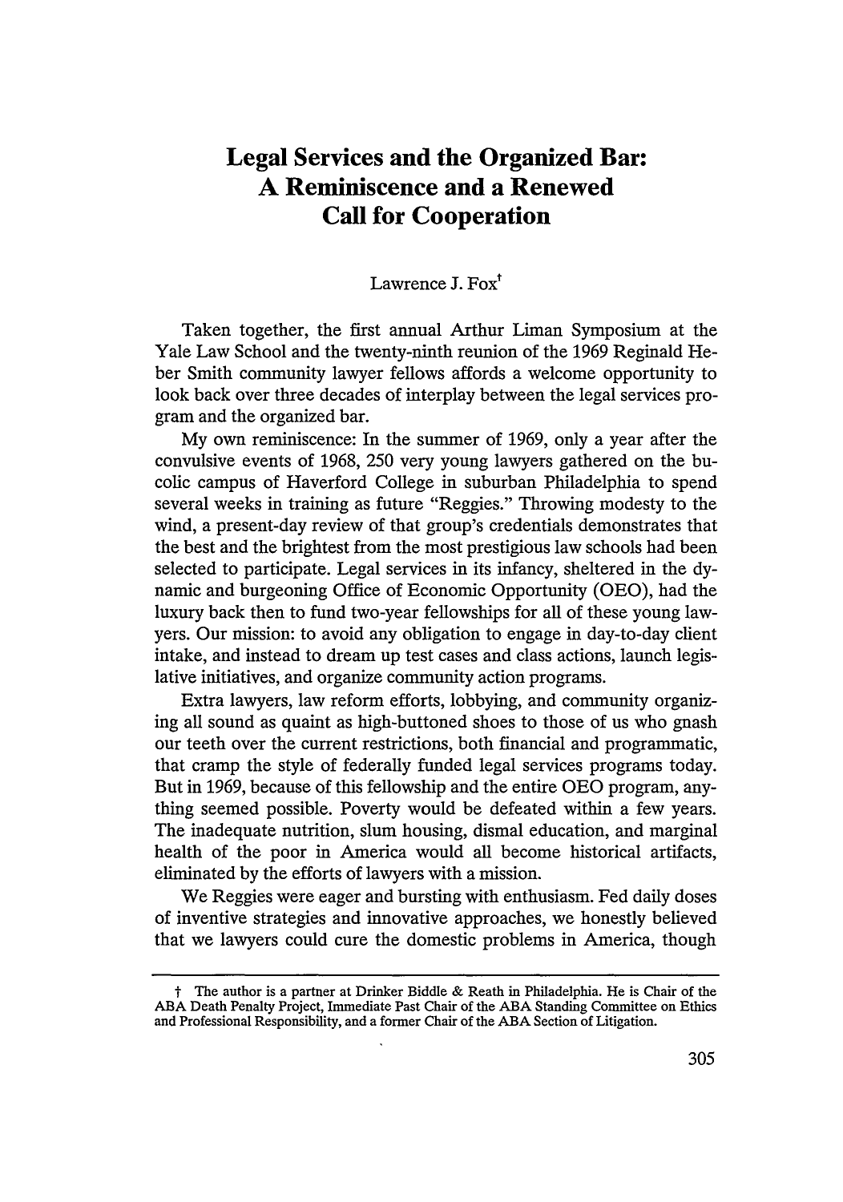# Legal Services and the Organized Bar: A Reminiscence and a Renewed Call for Cooperation

Lawrence J. Fox[†]

Taken together, the first annual Arthur Liman Symposium at the Yale Law School and the twenty-ninth reunion of the 1969 Reginald Heber Smith community lawyer fellows affords a welcome opportunity to look back over three decades of interplay between the legal services program and the organized bar.

My own reminiscence: In the summer of 1969, only a year after the convulsive events of 1968, 250 very young lawyers gathered on the bucolic campus of Haverford College in suburban Philadelphia to spend several weeks in training as future "Reggies." Throwing modesty to the wind, a present-day review of that group's credentials demonstrates that the best and the brightest from the most prestigious law schools had been selected to participate. Legal services in its infancy, sheltered in the dynamic and burgeoning Office of Economic Opportunity (OEO), had the luxury back then to fund two-year fellowships for all of these young lawyers. Our mission: to avoid any obligation to engage in day-to-day client intake, and instead to dream up test cases and class actions, launch legislative initiatives, and organize community action programs.

Extra lawyers, law reform efforts, lobbying, and community organizing all sound as quaint as high-buttoned shoes to those of us who gnash our teeth over the current restrictions, both financial and programmatic, that cramp the style of federally funded legal services programs today. But in 1969, because of this fellowship and the entire OEO program, anything seemed possible. Poverty would be defeated within a few years. The inadequate nutrition, slum housing, dismal education, and marginal health of the poor in America would all become historical artifacts, eliminated by the efforts of lawyers with a mission.

We Reggies were eager and bursting with enthusiasm. Fed daily doses of inventive strategies and innovative approaches, we honestly believed that we lawyers could cure the domestic problems in America, though

---

† The author is a partner at Drinker Biddle & Reath in Philadelphia. He is Chair of the ABA Death Penalty Project, Immediate Past Chair of the ABA Standing Committee on Ethics and Professional Responsibility, and a former Chair of the ABA Section of Litigation.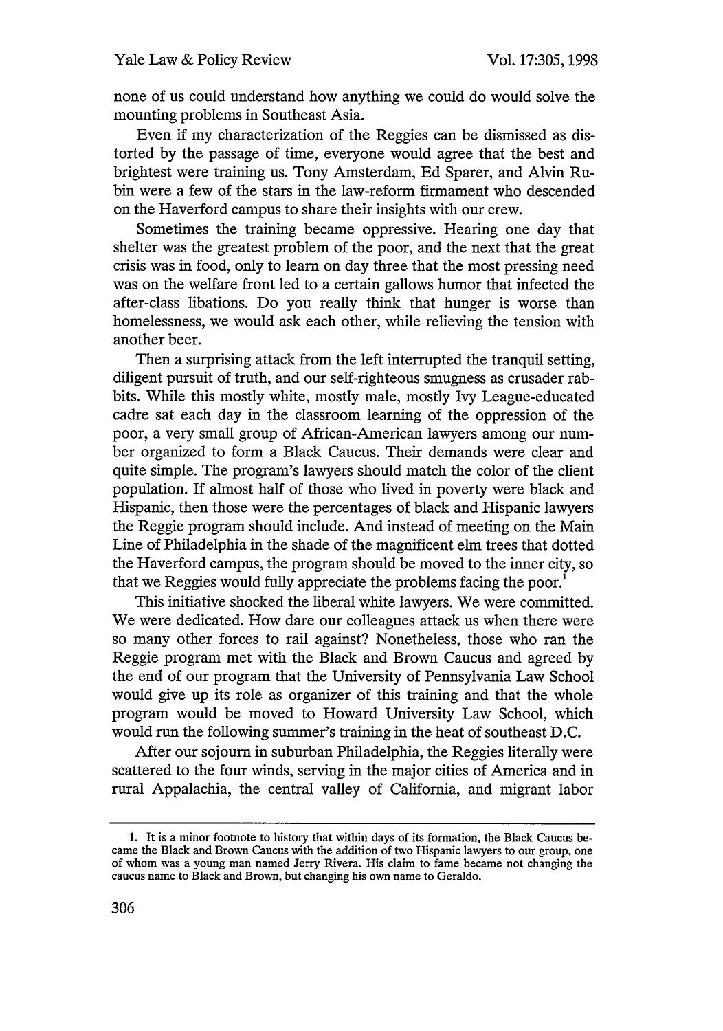none of us could understand how anything we could do would solve the mounting problems in Southeast Asia.

Even if my characterization of the Reggies can be dismissed as distorted by the passage of time, everyone would agree that the best and brightest were training us. Tony Amsterdam, Ed Sparer, and Alvin Rubin were a few of the stars in the law-reform firmament who descended on the Haverford campus to share their insights with our crew.

Sometimes the training became oppressive. Hearing one day that shelter was the greatest problem of the poor, and the next that the great crisis was in food, only to learn on day three that the most pressing need was on the welfare front led to a certain gallows humor that infected the after-class libations. Do you really think that hunger is worse than homelessness, we would ask each other, while relieving the tension with another beer.

Then a surprising attack from the left interrupted the tranquil setting, diligent pursuit of truth, and our self-righteous smugness as crusader rabbits. While this mostly white, mostly male, mostly Ivy League-educated cadre sat each day in the classroom learning of the oppression of the poor, a very small group of African-American lawyers among our number organized to form a Black Caucus. Their demands were clear and quite simple. The program's lawyers should match the color of the client population. If almost half of those who lived in poverty were black and Hispanic, then those were the percentages of black and Hispanic lawyers the Reggie program should include. And instead of meeting on the Main Line of Philadelphia in the shade of the magnificent elm trees that dotted the Haverford campus, the program should be moved to the inner city, so that we Reggies would fully appreciate the problems facing the poor.[1]

This initiative shocked the liberal white lawyers. We were committed. We were dedicated. How dare our colleagues attack us when there were so many other forces to rail against? Nonetheless, those who ran the Reggie program met with the Black and Brown Caucus and agreed by the end of our program that the University of Pennsylvania Law School would give up its role as organizer of this training and that the whole program would be moved to Howard University Law School, which would run the following summer's training in the heat of southeast D.C.

After our sojourn in suburban Philadelphia, the Reggies literally were scattered to the four winds, serving in the major cities of America and in rural Appalachia, the central valley of California, and migrant labor

---

1. It is a minor footnote to history that within days of its formation, the Black Caucus became the Black and Brown Caucus with the addition of two Hispanic lawyers to our group, one of whom was a young man named Jerry Rivera. His claim to fame became not changing the caucus name to Black and Brown, but changing his own name to Geraldo.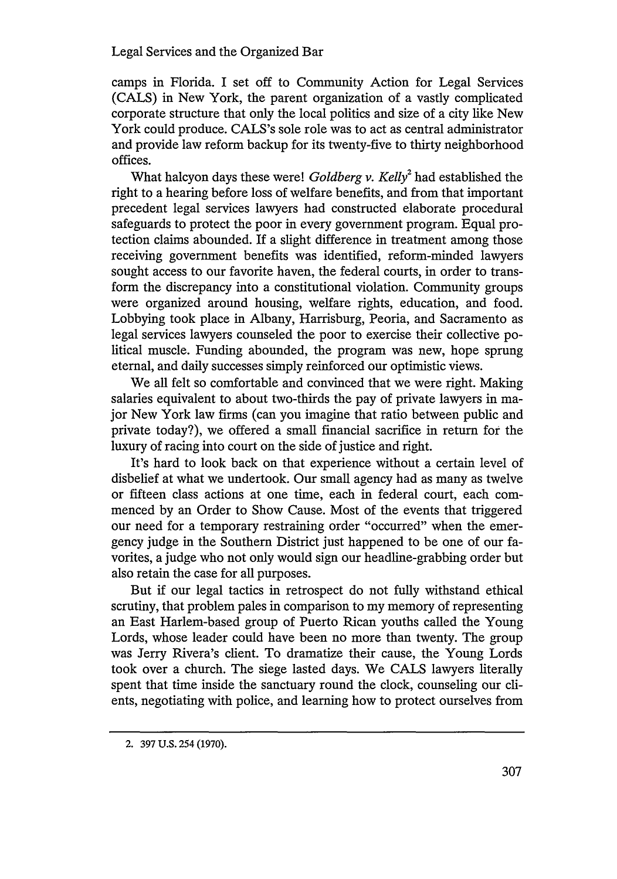camps in Florida. I set off to Community Action for Legal Services (CALS) in New York, the parent organization of a vastly complicated corporate structure that only the local politics and size of a city like New York could produce. CALS's sole role was to act as central administrator and provide law reform backup for its twenty-five to thirty neighborhood offices.

What halcyon days these were! *Goldberg v. Kelly*[2] had established the right to a hearing before loss of welfare benefits, and from that important precedent legal services lawyers had constructed elaborate procedural safeguards to protect the poor in every government program. Equal protection claims abounded. If a slight difference in treatment among those receiving government benefits was identified, reform-minded lawyers sought access to our favorite haven, the federal courts, in order to transform the discrepancy into a constitutional violation. Community groups were organized around housing, welfare rights, education, and food. Lobbying took place in Albany, Harrisburg, Peoria, and Sacramento as legal services lawyers counseled the poor to exercise their collective political muscle. Funding abounded, the program was new, hope sprung eternal, and daily successes simply reinforced our optimistic views.

We all felt so comfortable and convinced that we were right. Making salaries equivalent to about two-thirds the pay of private lawyers in major New York law firms (can you imagine that ratio between public and private today?), we offered a small financial sacrifice in return for the luxury of racing into court on the side of justice and right.

It's hard to look back on that experience without a certain level of disbelief at what we undertook. Our small agency had as many as twelve or fifteen class actions at one time, each in federal court, each commenced by an Order to Show Cause. Most of the events that triggered our need for a temporary restraining order "occurred" when the emergency judge in the Southern District just happened to be one of our favorites, a judge who not only would sign our headline-grabbing order but also retain the case for all purposes.

But if our legal tactics in retrospect do not fully withstand ethical scrutiny, that problem pales in comparison to my memory of representing an East Harlem-based group of Puerto Rican youths called the Young Lords, whose leader could have been no more than twenty. The group was Jerry Rivera's client. To dramatize their cause, the Young Lords took over a church. The siege lasted days. We CALS lawyers literally spent that time inside the sanctuary round the clock, counseling our clients, negotiating with police, and learning how to protect ourselves from

---

2. 397 U.S. 254 (1970).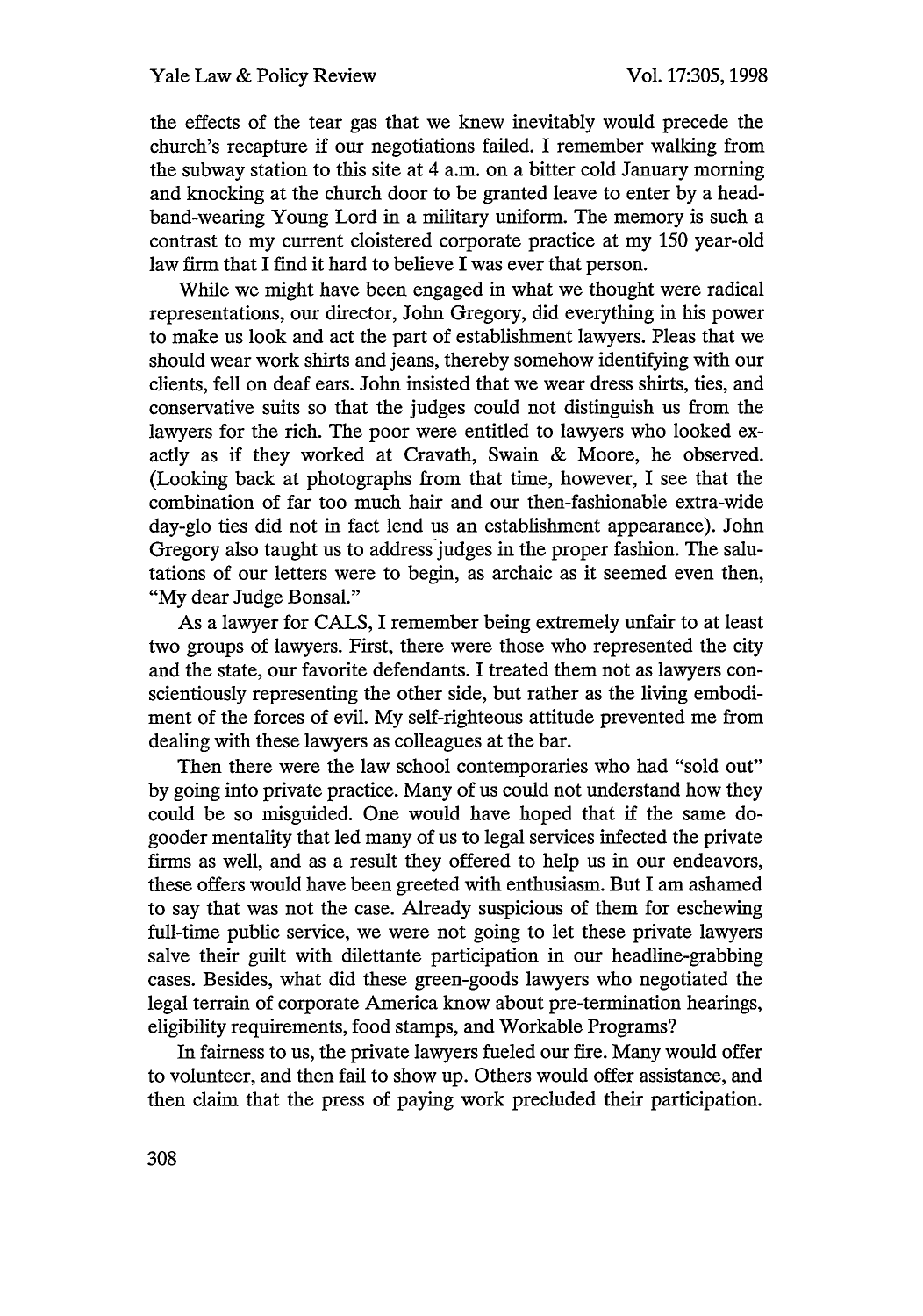the effects of the tear gas that we knew inevitably would precede the church's recapture if our negotiations failed. I remember walking from the subway station to this site at 4 a.m. on a bitter cold January morning and knocking at the church door to be granted leave to enter by a headband-wearing Young Lord in a military uniform. The memory is such a contrast to my current cloistered corporate practice at my 150 year-old law firm that I find it hard to believe I was ever that person.

While we might have been engaged in what we thought were radical representations, our director, John Gregory, did everything in his power to make us look and act the part of establishment lawyers. Pleas that we should wear work shirts and jeans, thereby somehow identifying with our clients, fell on deaf ears. John insisted that we wear dress shirts, ties, and conservative suits so that the judges could not distinguish us from the lawyers for the rich. The poor were entitled to lawyers who looked exactly as if they worked at Cravath, Swain & Moore, he observed. (Looking back at photographs from that time, however, I see that the combination of far too much hair and our then-fashionable extra-wide day-glo ties did not in fact lend us an establishment appearance). John Gregory also taught us to address judges in the proper fashion. The salutations of our letters were to begin, as archaic as it seemed even then, "My dear Judge Bonsal."

As a lawyer for CALS, I remember being extremely unfair to at least two groups of lawyers. First, there were those who represented the city and the state, our favorite defendants. I treated them not as lawyers conscientiously representing the other side, but rather as the living embodiment of the forces of evil. My self-righteous attitude prevented me from dealing with these lawyers as colleagues at the bar.

Then there were the law school contemporaries who had "sold out" by going into private practice. Many of us could not understand how they could be so misguided. One would have hoped that if the same do-gooder mentality that led many of us to legal services infected the private firms as well, and as a result they offered to help us in our endeavors, these offers would have been greeted with enthusiasm. But I am ashamed to say that was not the case. Already suspicious of them for eschewing full-time public service, we were not going to let these private lawyers salve their guilt with dilettante participation in our headline-grabbing cases. Besides, what did these green-goods lawyers who negotiated the legal terrain of corporate America know about pre-termination hearings, eligibility requirements, food stamps, and Workable Programs?

In fairness to us, the private lawyers fueled our fire. Many would offer to volunteer, and then fail to show up. Others would offer assistance, and then claim that the press of paying work precluded their participation.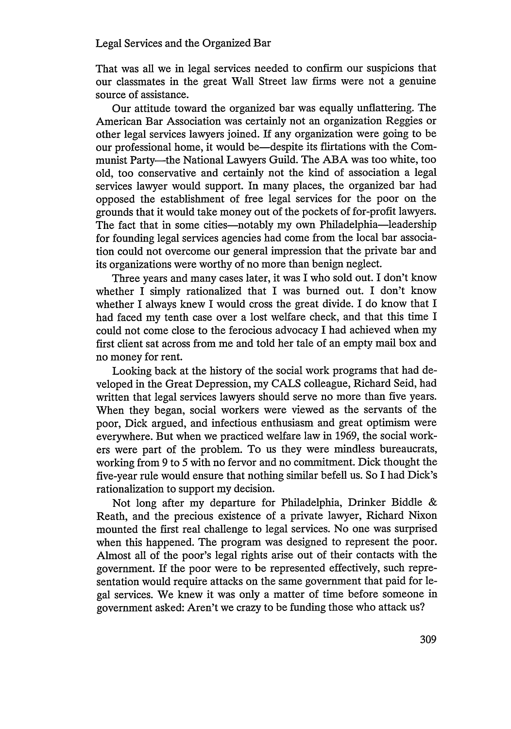That was all we in legal services needed to confirm our suspicions that our classmates in the great Wall Street law firms were not a genuine source of assistance.

Our attitude toward the organized bar was equally unflattering. The American Bar Association was certainly not an organization Reggies or other legal services lawyers joined. If any organization were going to be our professional home, it would be—despite its flirtations with the Communist Party—the National Lawyers Guild. The ABA was too white, too old, too conservative and certainly not the kind of association a legal services lawyer would support. In many places, the organized bar had opposed the establishment of free legal services for the poor on the grounds that it would take money out of the pockets of for-profit lawyers. The fact that in some cities—notably my own Philadelphia—leadership for founding legal services agencies had come from the local bar association could not overcome our general impression that the private bar and its organizations were worthy of no more than benign neglect.

Three years and many cases later, it was I who sold out. I don't know whether I simply rationalized that I was burned out. I don't know whether I always knew I would cross the great divide. I do know that I had faced my tenth case over a lost welfare check, and that this time I could not come close to the ferocious advocacy I had achieved when my first client sat across from me and told her tale of an empty mail box and no money for rent.

Looking back at the history of the social work programs that had developed in the Great Depression, my CALS colleague, Richard Seid, had written that legal services lawyers should serve no more than five years. When they began, social workers were viewed as the servants of the poor, Dick argued, and infectious enthusiasm and great optimism were everywhere. But when we practiced welfare law in 1969, the social workers were part of the problem. To us they were mindless bureaucrats, working from 9 to 5 with no fervor and no commitment. Dick thought the five-year rule would ensure that nothing similar befell us. So I had Dick's rationalization to support my decision.

Not long after my departure for Philadelphia, Drinker Biddle & Reath, and the precious existence of a private lawyer, Richard Nixon mounted the first real challenge to legal services. No one was surprised when this happened. The program was designed to represent the poor. Almost all of the poor's legal rights arise out of their contacts with the government. If the poor were to be represented effectively, such representation would require attacks on the same government that paid for legal services. We knew it was only a matter of time before someone in government asked: Aren't we crazy to be funding those who attack us?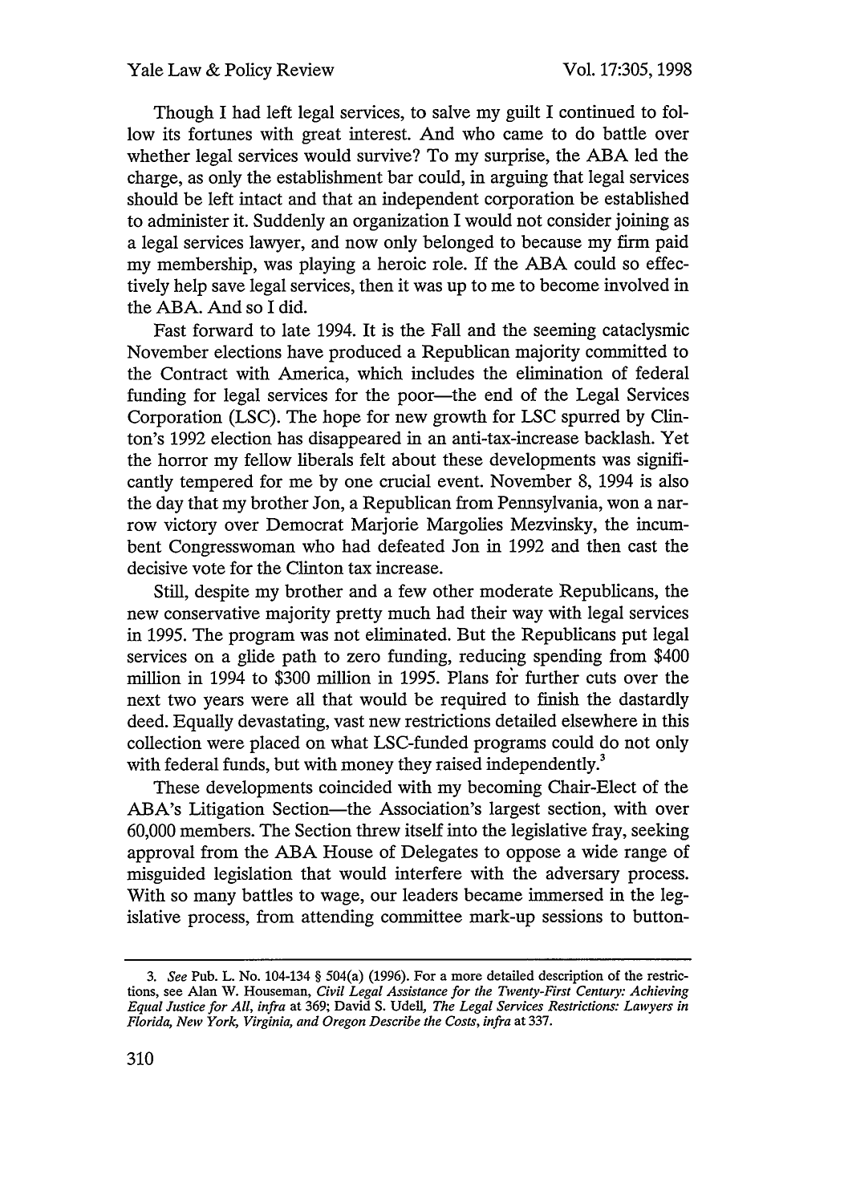Though I had left legal services, to salve my guilt I continued to follow its fortunes with great interest. And who came to do battle over whether legal services would survive? To my surprise, the ABA led the charge, as only the establishment bar could, in arguing that legal services should be left intact and that an independent corporation be established to administer it. Suddenly an organization I would not consider joining as a legal services lawyer, and now only belonged to because my firm paid my membership, was playing a heroic role. If the ABA could so effectively help save legal services, then it was up to me to become involved in the ABA. And so I did.

Fast forward to late 1994. It is the Fall and the seeming cataclysmic November elections have produced a Republican majority committed to the Contract with America, which includes the elimination of federal funding for legal services for the poor—the end of the Legal Services Corporation (LSC). The hope for new growth for LSC spurred by Clinton's 1992 election has disappeared in an anti-tax-increase backlash. Yet the horror my fellow liberals felt about these developments was significantly tempered for me by one crucial event. November 8, 1994 is also the day that my brother Jon, a Republican from Pennsylvania, won a narrow victory over Democrat Marjorie Margolies Mezvinsky, the incumbent Congresswoman who had defeated Jon in 1992 and then cast the decisive vote for the Clinton tax increase.

Still, despite my brother and a few other moderate Republicans, the new conservative majority pretty much had their way with legal services in 1995. The program was not eliminated. But the Republicans put legal services on a glide path to zero funding, reducing spending from $400 million in 1994 to $300 million in 1995. Plans for further cuts over the next two years were all that would be required to finish the dastardly deed. Equally devastating, vast new restrictions detailed elsewhere in this collection were placed on what LSC-funded programs could do not only with federal funds, but with money they raised independently.[3]

These developments coincided with my becoming Chair-Elect of the ABA's Litigation Section—the Association's largest section, with over 60,000 members. The Section threw itself into the legislative fray, seeking approval from the ABA House of Delegates to oppose a wide range of misguided legislation that would interfere with the adversary process. With so many battles to wage, our leaders became immersed in the legislative process, from attending committee mark-up sessions to button-

---

3. *See* Pub. L. No. 104-134 § 504(a) (1996). For a more detailed description of the restrictions, see Alan W. Houseman, *Civil Legal Assistance for the Twenty-First Century: Achieving Equal Justice for All*, *infra* at 369; David S. Udell, *The Legal Services Restrictions: Lawyers in Florida, New York, Virginia, and Oregon Describe the Costs*, *infra* at 337.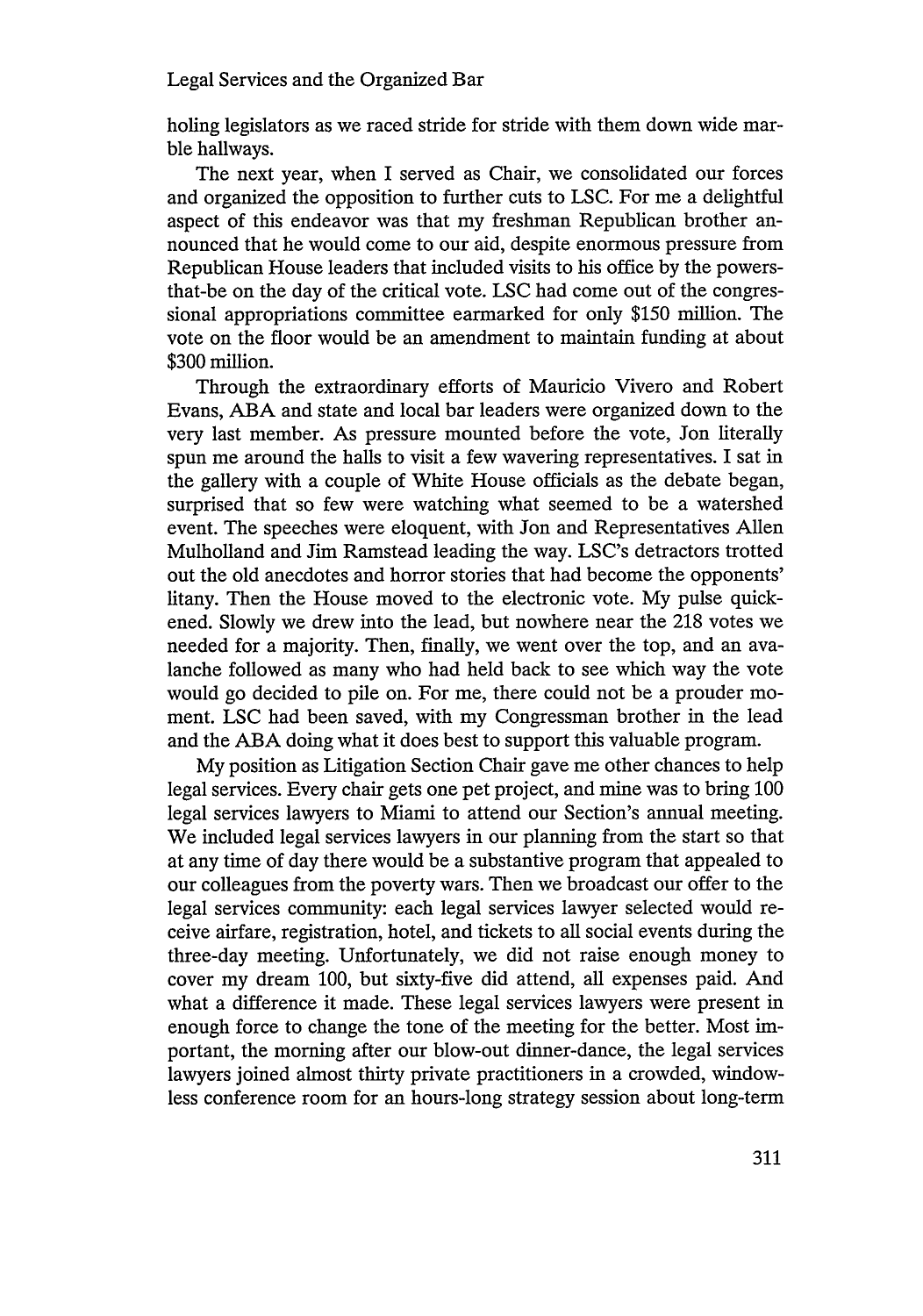holing legislators as we raced stride for stride with them down wide marble hallways.

The next year, when I served as Chair, we consolidated our forces and organized the opposition to further cuts to LSC. For me a delightful aspect of this endeavor was that my freshman Republican brother announced that he would come to our aid, despite enormous pressure from Republican House leaders that included visits to his office by the powers-that-be on the day of the critical vote. LSC had come out of the congressional appropriations committee earmarked for only $150 million. The vote on the floor would be an amendment to maintain funding at about $300 million.

Through the extraordinary efforts of Mauricio Vivero and Robert Evans, ABA and state and local bar leaders were organized down to the very last member. As pressure mounted before the vote, Jon literally spun me around the halls to visit a few wavering representatives. I sat in the gallery with a couple of White House officials as the debate began, surprised that so few were watching what seemed to be a watershed event. The speeches were eloquent, with Jon and Representatives Allen Mulholland and Jim Ramstead leading the way. LSC's detractors trotted out the old anecdotes and horror stories that had become the opponents' litany. Then the House moved to the electronic vote. My pulse quickened. Slowly we drew into the lead, but nowhere near the 218 votes we needed for a majority. Then, finally, we went over the top, and an avalanche followed as many who had held back to see which way the vote would go decided to pile on. For me, there could not be a prouder moment. LSC had been saved, with my Congressman brother in the lead and the ABA doing what it does best to support this valuable program.

My position as Litigation Section Chair gave me other chances to help legal services. Every chair gets one pet project, and mine was to bring 100 legal services lawyers to Miami to attend our Section's annual meeting. We included legal services lawyers in our planning from the start so that at any time of day there would be a substantive program that appealed to our colleagues from the poverty wars. Then we broadcast our offer to the legal services community: each legal services lawyer selected would receive airfare, registration, hotel, and tickets to all social events during the three-day meeting. Unfortunately, we did not raise enough money to cover my dream 100, but sixty-five did attend, all expenses paid. And what a difference it made. These legal services lawyers were present in enough force to change the tone of the meeting for the better. Most important, the morning after our blow-out dinner-dance, the legal services lawyers joined almost thirty private practitioners in a crowded, windowless conference room for an hours-long strategy session about long-term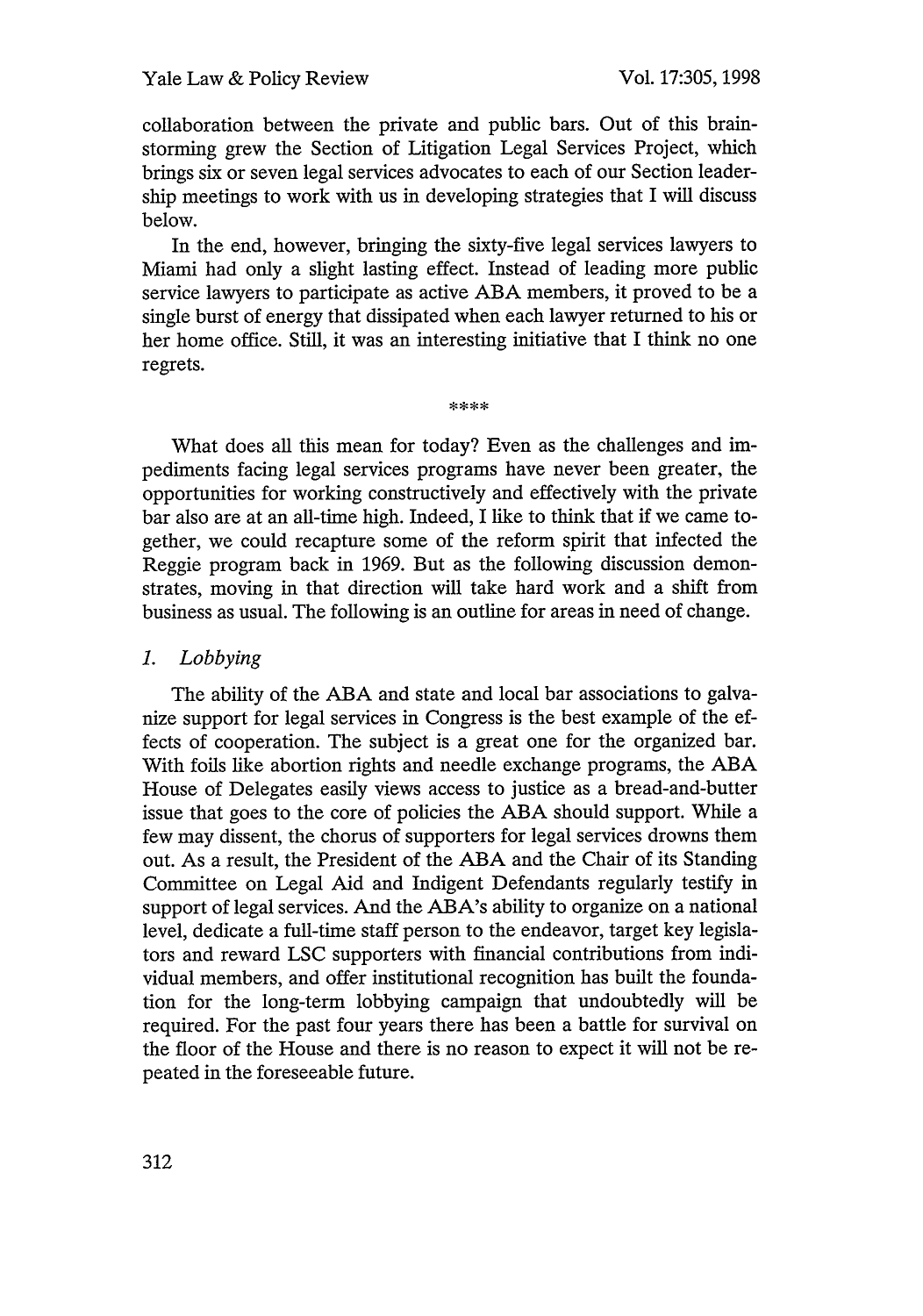collaboration between the private and public bars. Out of this brainstorming grew the Section of Litigation Legal Services Project, which brings six or seven legal services advocates to each of our Section leadership meetings to work with us in developing strategies that I will discuss below.

In the end, however, bringing the sixty-five legal services lawyers to Miami had only a slight lasting effect. Instead of leading more public service lawyers to participate as active ABA members, it proved to be a single burst of energy that dissipated when each lawyer returned to his or her home office. Still, it was an interesting initiative that I think no one regrets.

****

What does all this mean for today? Even as the challenges and impediments facing legal services programs have never been greater, the opportunities for working constructively and effectively with the private bar also are at an all-time high. Indeed, I like to think that if we came together, we could recapture some of the reform spirit that infected the Reggie program back in 1969. But as the following discussion demonstrates, moving in that direction will take hard work and a shift from business as usual. The following is an outline for areas in need of change.

### *1. Lobbying*

The ability of the ABA and state and local bar associations to galvanize support for legal services in Congress is the best example of the effects of cooperation. The subject is a great one for the organized bar. With foils like abortion rights and needle exchange programs, the ABA House of Delegates easily views access to justice as a bread-and-butter issue that goes to the core of policies the ABA should support. While a few may dissent, the chorus of supporters for legal services drowns them out. As a result, the President of the ABA and the Chair of its Standing Committee on Legal Aid and Indigent Defendants regularly testify in support of legal services. And the ABA's ability to organize on a national level, dedicate a full-time staff person to the endeavor, target key legislators and reward LSC supporters with financial contributions from individual members, and offer institutional recognition has built the foundation for the long-term lobbying campaign that undoubtedly will be required. For the past four years there has been a battle for survival on the floor of the House and there is no reason to expect it will not be repeated in the foreseeable future.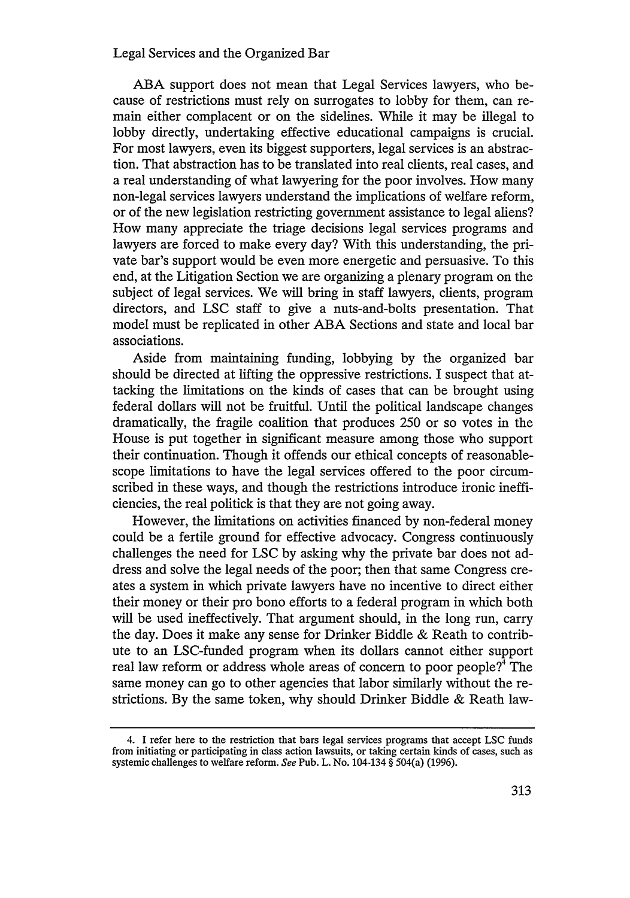ABA support does not mean that Legal Services lawyers, who because of restrictions must rely on surrogates to lobby for them, can remain either complacent or on the sidelines. While it may be illegal to lobby directly, undertaking effective educational campaigns is crucial. For most lawyers, even its biggest supporters, legal services is an abstraction. That abstraction has to be translated into real clients, real cases, and a real understanding of what lawyering for the poor involves. How many non-legal services lawyers understand the implications of welfare reform, or of the new legislation restricting government assistance to legal aliens? How many appreciate the triage decisions legal services programs and lawyers are forced to make every day? With this understanding, the private bar's support would be even more energetic and persuasive. To this end, at the Litigation Section we are organizing a plenary program on the subject of legal services. We will bring in staff lawyers, clients, program directors, and LSC staff to give a nuts-and-bolts presentation. That model must be replicated in other ABA Sections and state and local bar associations.

Aside from maintaining funding, lobbying by the organized bar should be directed at lifting the oppressive restrictions. I suspect that attacking the limitations on the kinds of cases that can be brought using federal dollars will not be fruitful. Until the political landscape changes dramatically, the fragile coalition that produces 250 or so votes in the House is put together in significant measure among those who support their continuation. Though it offends our ethical concepts of reasonable-scope limitations to have the legal services offered to the poor circumscribed in these ways, and though the restrictions introduce ironic inefficiencies, the real politick is that they are not going away.

However, the limitations on activities financed by non-federal money could be a fertile ground for effective advocacy. Congress continuously challenges the need for LSC by asking why the private bar does not address and solve the legal needs of the poor; then that same Congress creates a system in which private lawyers have no incentive to direct either their money or their pro bono efforts to a federal program in which both will be used ineffectively. That argument should, in the long run, carry the day. Does it make any sense for Drinker Biddle & Reath to contribute to an LSC-funded program when its dollars cannot either support real law reform or address whole areas of concern to poor people?[4] The same money can go to other agencies that labor similarly without the restrictions. By the same token, why should Drinker Biddle & Reath law-

4. I refer here to the restriction that bars legal services programs that accept LSC funds from initiating or participating in class action lawsuits, or taking certain kinds of cases, such as systemic challenges to welfare reform. *See* Pub. L. No. 104-134 § 504(a) (1996).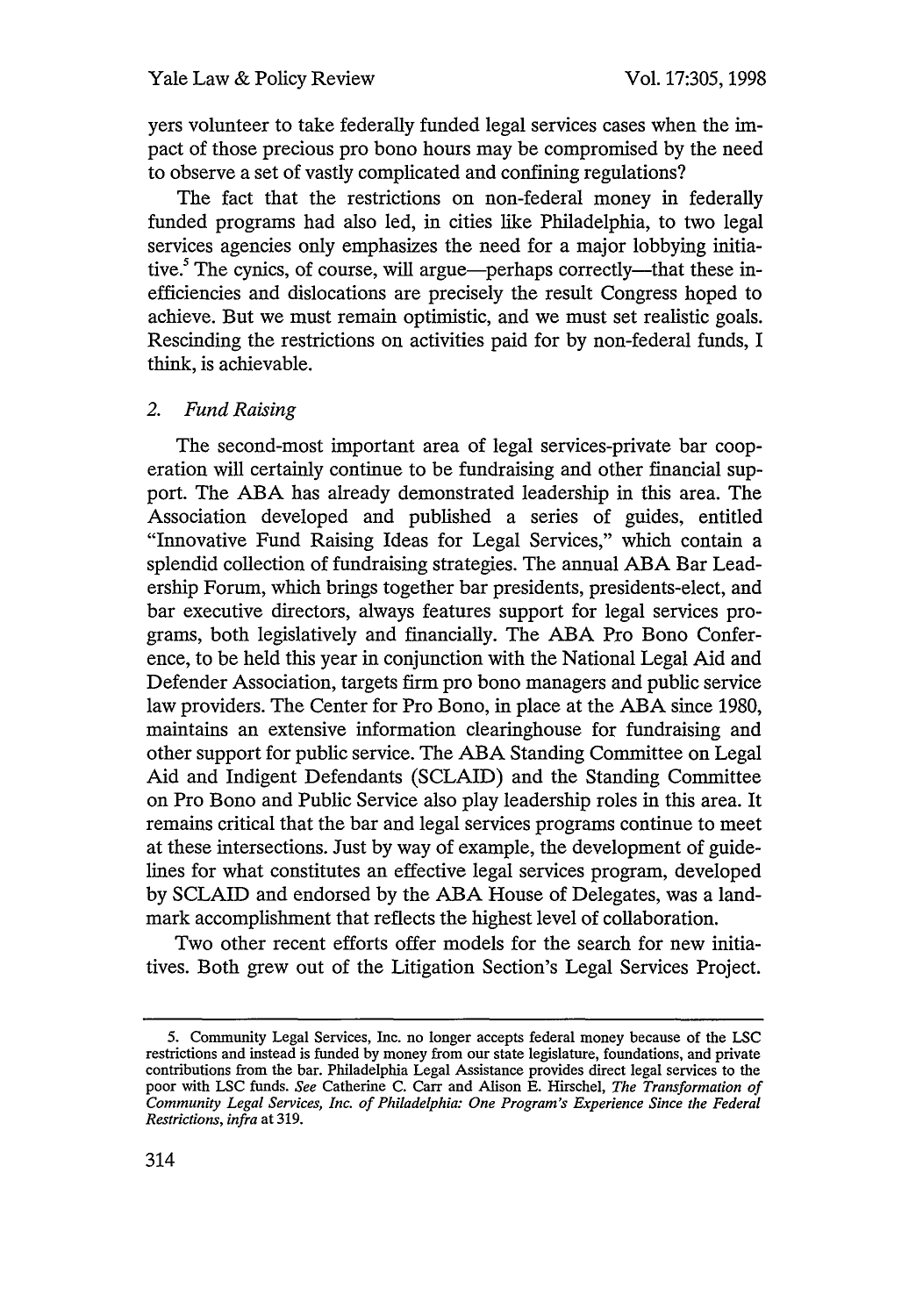yers volunteer to take federally funded legal services cases when the impact of those precious pro bono hours may be compromised by the need to observe a set of vastly complicated and confining regulations?

The fact that the restrictions on non-federal money in federally funded programs had also led, in cities like Philadelphia, to two legal services agencies only emphasizes the need for a major lobbying initiative.[5] The cynics, of course, will argue—perhaps correctly—that these inefficiencies and dislocations are precisely the result Congress hoped to achieve. But we must remain optimistic, and we must set realistic goals. Rescinding the restrictions on activities paid for by non-federal funds, I think, is achievable.

### 2. *Fund Raising*

The second-most important area of legal services-private bar cooperation will certainly continue to be fundraising and other financial support. The ABA has already demonstrated leadership in this area. The Association developed and published a series of guides, entitled "Innovative Fund Raising Ideas for Legal Services," which contain a splendid collection of fundraising strategies. The annual ABA Bar Leadership Forum, which brings together bar presidents, presidents-elect, and bar executive directors, always features support for legal services programs, both legislatively and financially. The ABA Pro Bono Conference, to be held this year in conjunction with the National Legal Aid and Defender Association, targets firm pro bono managers and public service law providers. The Center for Pro Bono, in place at the ABA since 1980, maintains an extensive information clearinghouse for fundraising and other support for public service. The ABA Standing Committee on Legal Aid and Indigent Defendants (SCLAID) and the Standing Committee on Pro Bono and Public Service also play leadership roles in this area. It remains critical that the bar and legal services programs continue to meet at these intersections. Just by way of example, the development of guidelines for what constitutes an effective legal services program, developed by SCLAID and endorsed by the ABA House of Delegates, was a landmark accomplishment that reflects the highest level of collaboration.

Two other recent efforts offer models for the search for new initiatives. Both grew out of the Litigation Section's Legal Services Project.

---

5. Community Legal Services, Inc. no longer accepts federal money because of the LSC restrictions and instead is funded by money from our state legislature, foundations, and private contributions from the bar. Philadelphia Legal Assistance provides direct legal services to the poor with LSC funds. *See* Catherine C. Carr and Alison E. Hirschel, *The Transformation of Community Legal Services, Inc. of Philadelphia: One Program's Experience Since the Federal Restrictions*, *infra* at 319.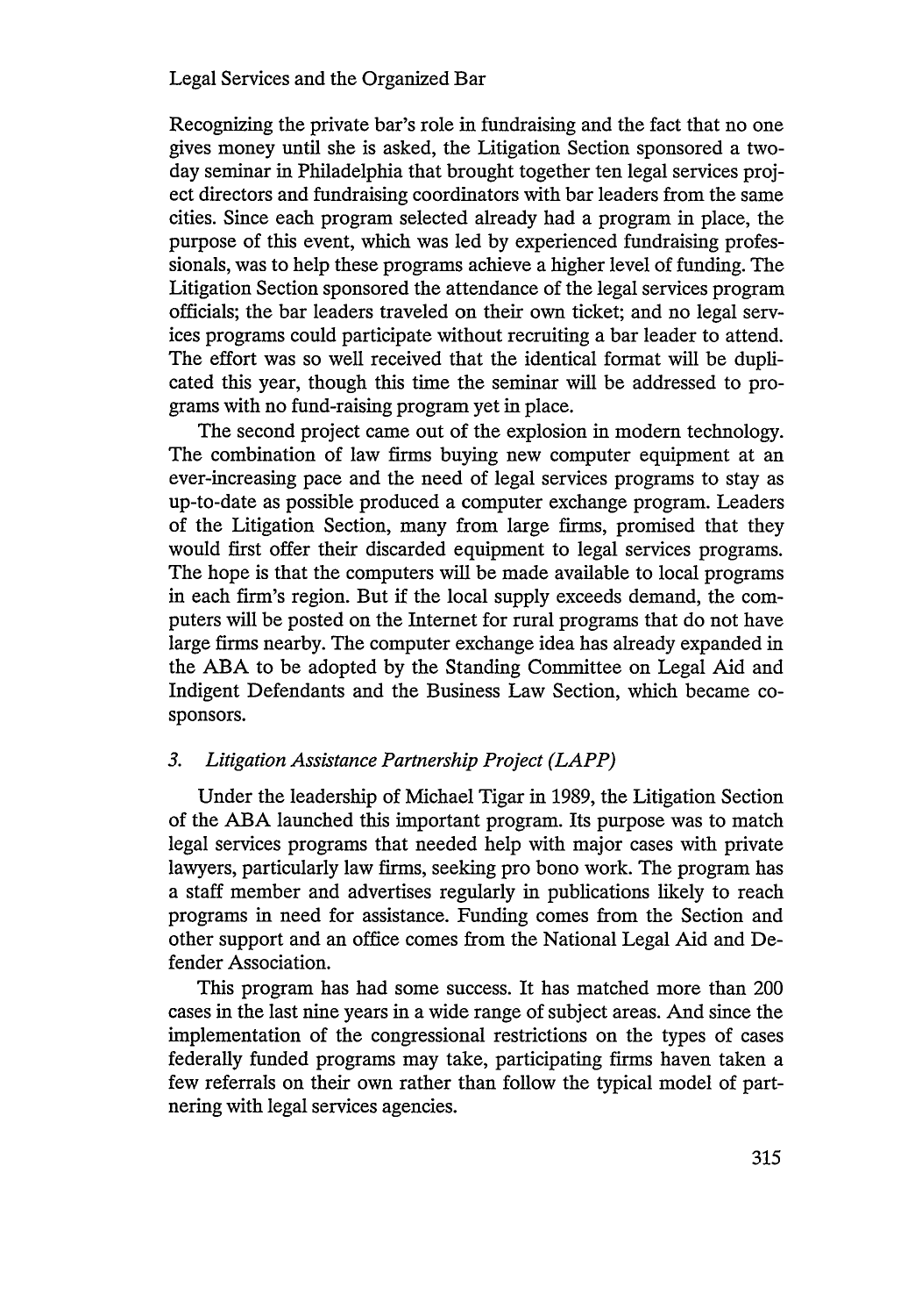Recognizing the private bar's role in fundraising and the fact that no one gives money until she is asked, the Litigation Section sponsored a two-day seminar in Philadelphia that brought together ten legal services project directors and fundraising coordinators with bar leaders from the same cities. Since each program selected already had a program in place, the purpose of this event, which was led by experienced fundraising professionals, was to help these programs achieve a higher level of funding. The Litigation Section sponsored the attendance of the legal services program officials; the bar leaders traveled on their own ticket; and no legal services programs could participate without recruiting a bar leader to attend. The effort was so well received that the identical format will be duplicated this year, though this time the seminar will be addressed to programs with no fund-raising program yet in place.

The second project came out of the explosion in modern technology. The combination of law firms buying new computer equipment at an ever-increasing pace and the need of legal services programs to stay as up-to-date as possible produced a computer exchange program. Leaders of the Litigation Section, many from large firms, promised that they would first offer their discarded equipment to legal services programs. The hope is that the computers will be made available to local programs in each firm's region. But if the local supply exceeds demand, the computers will be posted on the Internet for rural programs that do not have large firms nearby. The computer exchange idea has already expanded in the ABA to be adopted by the Standing Committee on Legal Aid and Indigent Defendants and the Business Law Section, which became co-sponsors.

### *3. Litigation Assistance Partnership Project (LAPP)*

Under the leadership of Michael Tigar in 1989, the Litigation Section of the ABA launched this important program. Its purpose was to match legal services programs that needed help with major cases with private lawyers, particularly law firms, seeking pro bono work. The program has a staff member and advertises regularly in publications likely to reach programs in need for assistance. Funding comes from the Section and other support and an office comes from the National Legal Aid and Defender Association.

This program has had some success. It has matched more than 200 cases in the last nine years in a wide range of subject areas. And since the implementation of the congressional restrictions on the types of cases federally funded programs may take, participating firms haven taken a few referrals on their own rather than follow the typical model of partnering with legal services agencies.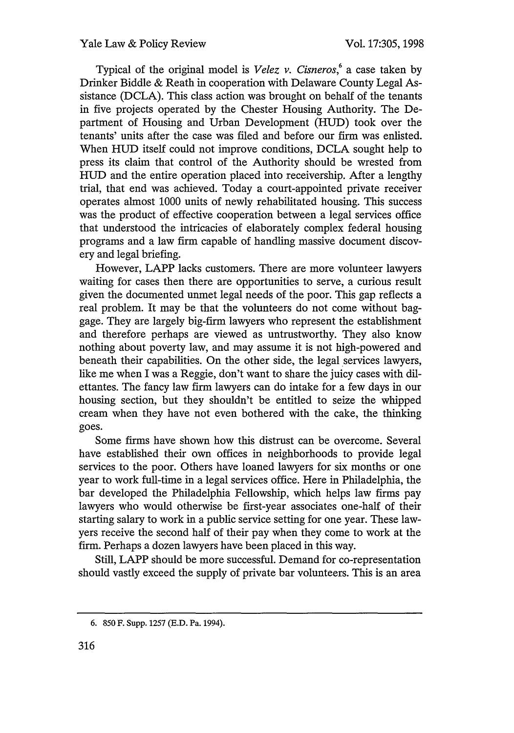Typical of the original model is *Velez v. Cisneros*,[6] a case taken by Drinker Biddle & Reath in cooperation with Delaware County Legal Assistance (DCLA). This class action was brought on behalf of the tenants in five projects operated by the Chester Housing Authority. The Department of Housing and Urban Development (HUD) took over the tenants' units after the case was filed and before our firm was enlisted. When HUD itself could not improve conditions, DCLA sought help to press its claim that control of the Authority should be wrested from HUD and the entire operation placed into receivership. After a lengthy trial, that end was achieved. Today a court-appointed private receiver operates almost 1000 units of newly rehabilitated housing. This success was the product of effective cooperation between a legal services office that understood the intricacies of elaborately complex federal housing programs and a law firm capable of handling massive document discovery and legal briefing.

However, LAPP lacks customers. There are more volunteer lawyers waiting for cases then there are opportunities to serve, a curious result given the documented unmet legal needs of the poor. This gap reflects a real problem. It may be that the volunteers do not come without baggage. They are largely big-firm lawyers who represent the establishment and therefore perhaps are viewed as untrustworthy. They also know nothing about poverty law, and may assume it is not high-powered and beneath their capabilities. On the other side, the legal services lawyers, like me when I was a Reggie, don't want to share the juicy cases with dilettantes. The fancy law firm lawyers can do intake for a few days in our housing section, but they shouldn't be entitled to seize the whipped cream when they have not even bothered with the cake, the thinking goes.

Some firms have shown how this distrust can be overcome. Several have established their own offices in neighborhoods to provide legal services to the poor. Others have loaned lawyers for six months or one year to work full-time in a legal services office. Here in Philadelphia, the bar developed the Philadelphia Fellowship, which helps law firms pay lawyers who would otherwise be first-year associates one-half of their starting salary to work in a public service setting for one year. These lawyers receive the second half of their pay when they come to work at the firm. Perhaps a dozen lawyers have been placed in this way.

Still, LAPP should be more successful. Demand for co-representation should vastly exceed the supply of private bar volunteers. This is an area

---

6. 850 F. Supp. 1257 (E.D. Pa. 1994).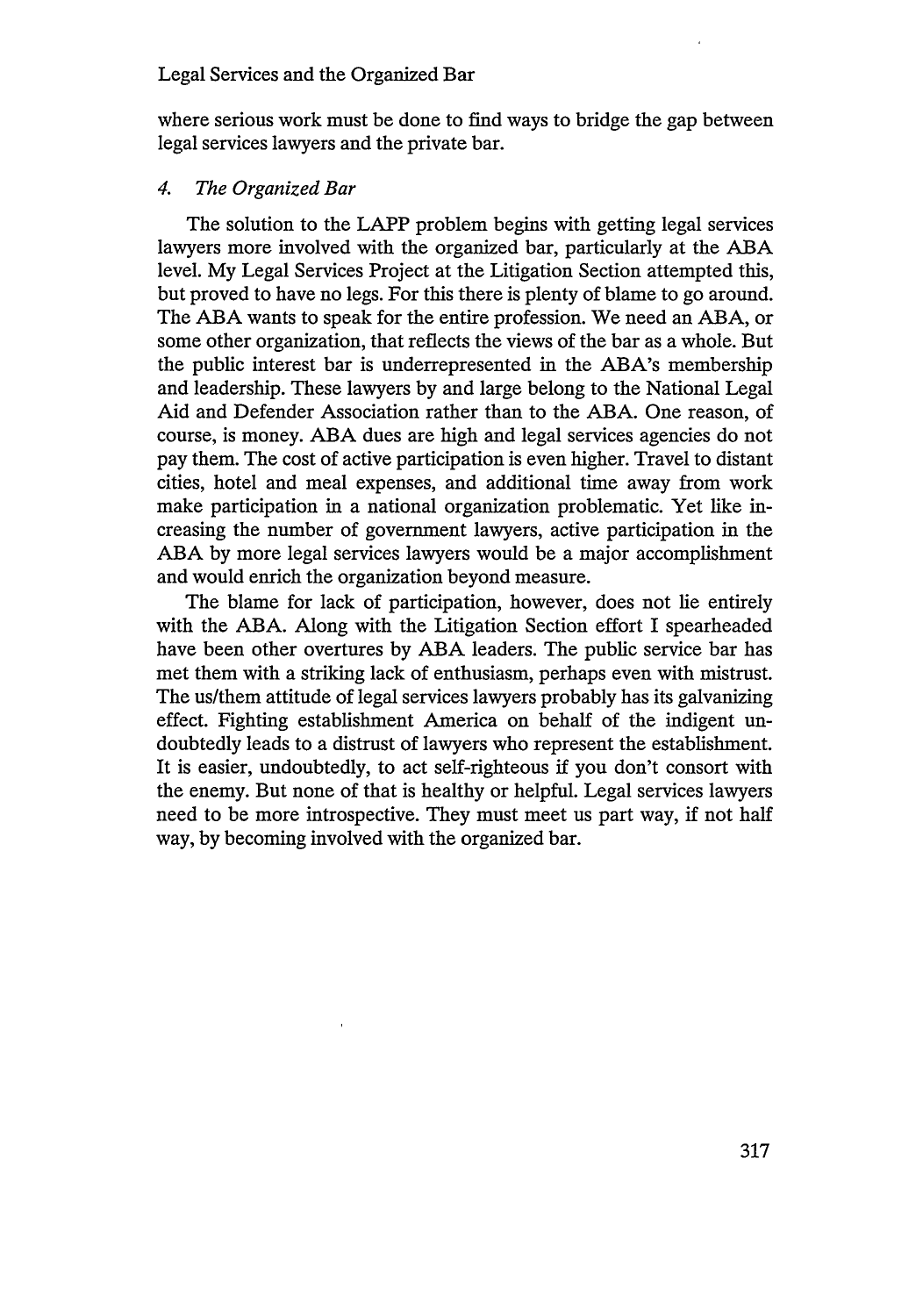where serious work must be done to find ways to bridge the gap between legal services lawyers and the private bar.

### 4. *The Organized Bar*

The solution to the LAPP problem begins with getting legal services lawyers more involved with the organized bar, particularly at the ABA level. My Legal Services Project at the Litigation Section attempted this, but proved to have no legs. For this there is plenty of blame to go around. The ABA wants to speak for the entire profession. We need an ABA, or some other organization, that reflects the views of the bar as a whole. But the public interest bar is underrepresented in the ABA's membership and leadership. These lawyers by and large belong to the National Legal Aid and Defender Association rather than to the ABA. One reason, of course, is money. ABA dues are high and legal services agencies do not pay them. The cost of active participation is even higher. Travel to distant cities, hotel and meal expenses, and additional time away from work make participation in a national organization problematic. Yet like increasing the number of government lawyers, active participation in the ABA by more legal services lawyers would be a major accomplishment and would enrich the organization beyond measure.

The blame for lack of participation, however, does not lie entirely with the ABA. Along with the Litigation Section effort I spearheaded have been other overtures by ABA leaders. The public service bar has met them with a striking lack of enthusiasm, perhaps even with mistrust. The us/them attitude of legal services lawyers probably has its galvanizing effect. Fighting establishment America on behalf of the indigent undoubtedly leads to a distrust of lawyers who represent the establishment. It is easier, undoubtedly, to act self-righteous if you don't consort with the enemy. But none of that is healthy or helpful. Legal services lawyers need to be more introspective. They must meet us part way, if not half way, by becoming involved with the organized bar.